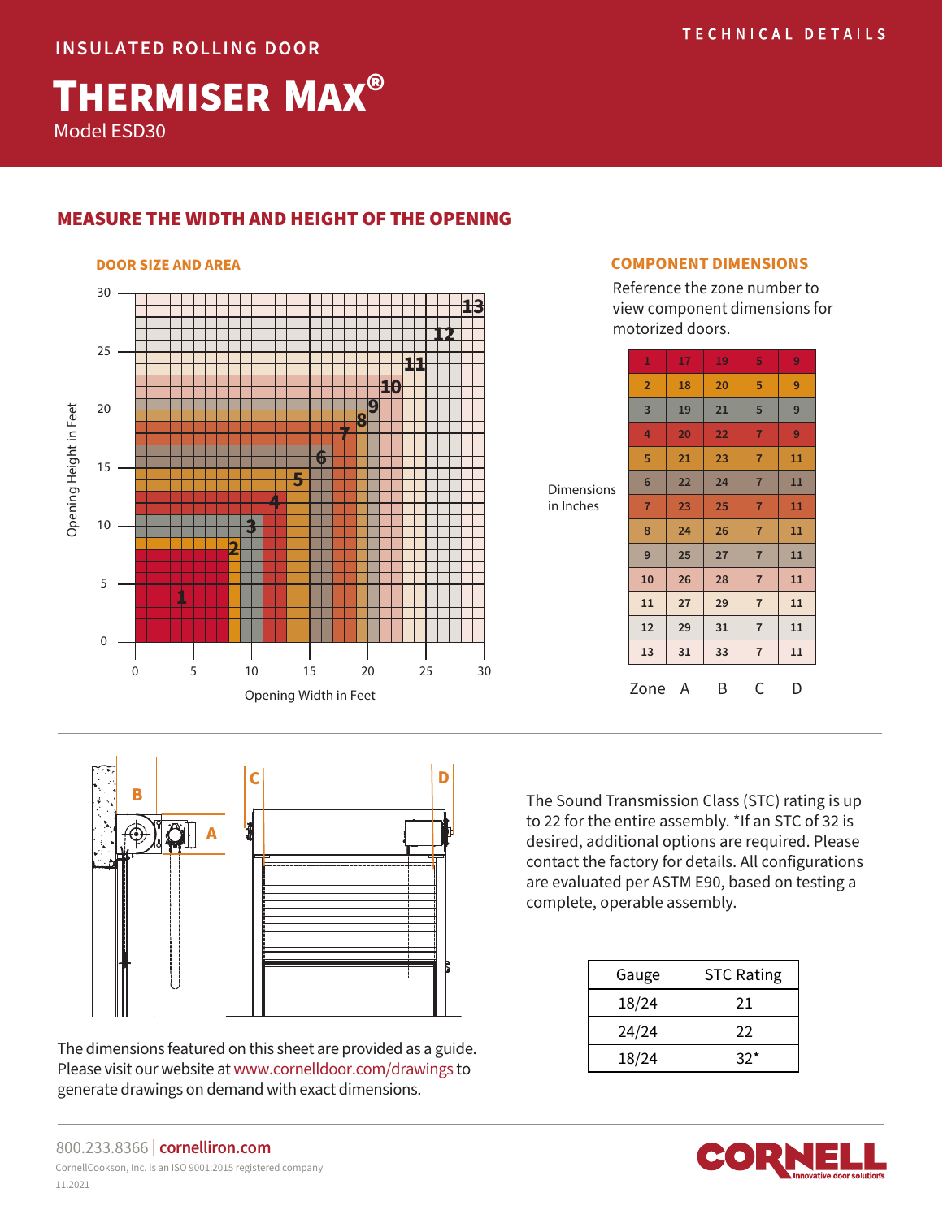TECHNICAL DETAILS

INSULATED ROLLING DOOR

# THERMISER MAX®

Model ESD30

## MEASURE THE WIDTH AND HEIGHT OF THE OPENING

### DOOR SIZE AND AREA

### COMPONENT DIMENSIONS

Reference the zone number to view component dimensions for motorized doors.

Dimensions in Inches

| Zone | A | B | C | D |
|---|---|---|---|---|
| 1 | 17 | 19 | 5 | 9 |
| 2 | 18 | 20 | 5 | 9 |
| 3 | 19 | 21 | 5 | 9 |
| 4 | 20 | 22 | 7 | 9 |
| 5 | 21 | 23 | 7 | 11 |
| 6 | 22 | 24 | 7 | 11 |
| 7 | 23 | 25 | 7 | 11 |
| 8 | 24 | 26 | 7 | 11 |
| 9 | 25 | 27 | 7 | 11 |
| 10 | 26 | 28 | 7 | 11 |
| 11 | 27 | 29 | 7 | 11 |
| 12 | 29 | 31 | 7 | 11 |
| 13 | 31 | 33 | 7 | 11 |

The dimensions featured on this sheet are provided as a guide. Please visit our website at www.cornelldoor.com/drawings to generate drawings on demand with exact dimensions.

The Sound Transmission Class (STC) rating is up to 22 for the entire assembly. *If an STC of 32 is desired, additional options are required. Please contact the factory for details. All configurations are evaluated per ASTM E90, based on testing a complete, operable assembly.

| Gauge | STC Rating |
|---|---|
| 18/24 | 21 |
| 24/24 | 22 |
| 18/24 | 32* |

800.233.8366 | cornelliron.com

CornellCookson, Inc. is an ISO 9001:2015 registered company

11.2021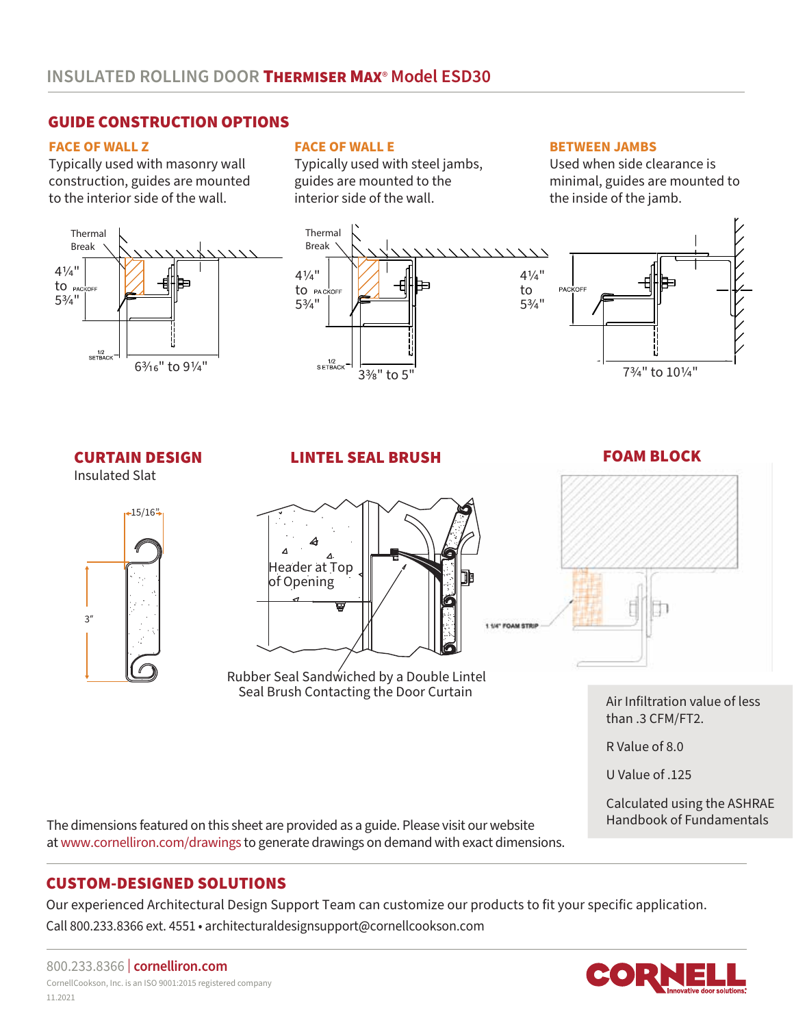## INSULATED ROLLING DOOR THERMISER MAX® Model ESD30

## GUIDE CONSTRUCTION OPTIONS

### FACE OF WALL Z

Typically used with masonry wall construction, guides are mounted to the interior side of the wall.

Thermal Break

4¼" to 5¾" PACKOFF

1/2 SETBACK

6³⁄₁₆" to 9¼"

### FACE OF WALL E

Typically used with steel jambs, guides are mounted to the interior side of the wall.

Thermal Break

4¼" to 5¾" PACKOFF

1/2 SETBACK

3⅜" to 5"

### BETWEEN JAMBS

Used when side clearance is minimal, guides are mounted to the inside of the jamb.

4¼" to 5¾" PACKOFF

7¾" to 10¼"

## CURTAIN DESIGN

Insulated Slat

15/16"

3"

## LINTEL SEAL BRUSH

Header at Top of Opening

Rubber Seal Sandwiched by a Double Lintel Seal Brush Contacting the Door Curtain

## FOAM BLOCK

1 1/4" FOAM STRIP

Air Infiltration value of less than .3 CFM/FT2.

R Value of 8.0

U Value of .125

Calculated using the ASHRAE Handbook of Fundamentals

The dimensions featured on this sheet are provided as a guide. Please visit our website at www.cornelliron.com/drawings to generate drawings on demand with exact dimensions.

## CUSTOM-DESIGNED SOLUTIONS

Our experienced Architectural Design Support Team can customize our products to fit your specific application.

Call 800.233.8366 ext. 4551 • architecturaldesignsupport@cornellcookson.com

800.233.8366 | cornelliron.com

CornellCookson, Inc. is an ISO 9001:2015 registered company

11.2021

CORNELL Innovative door solutions.